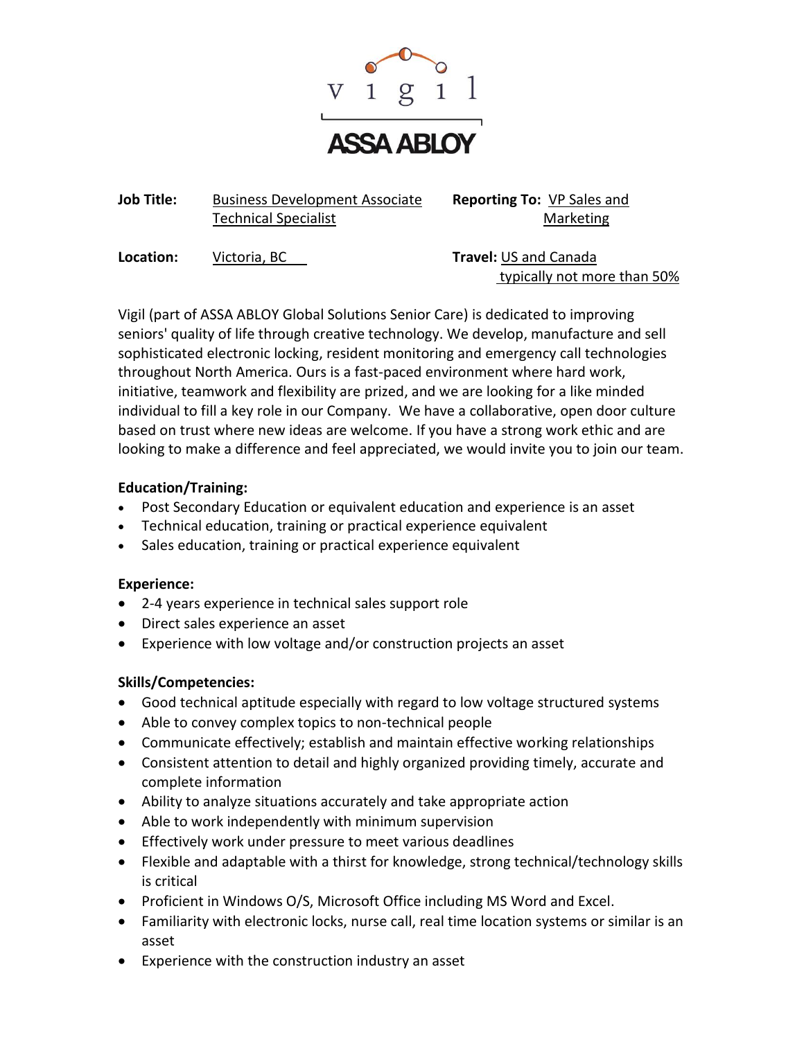vigil

ASSA ABLOY

**Job Title:** Business Development Associate Technical Specialist

**Reporting To:** VP Sales and Marketing

**Location:** Victoria, BC

**Travel:** US and Canada typically not more than 50%

Vigil (part of ASSA ABLOY Global Solutions Senior Care) is dedicated to improving seniors' quality of life through creative technology. We develop, manufacture and sell sophisticated electronic locking, resident monitoring and emergency call technologies throughout North America. Ours is a fast-paced environment where hard work, initiative, teamwork and flexibility are prized, and we are looking for a like minded individual to fill a key role in our Company. We have a collaborative, open door culture based on trust where new ideas are welcome. If you have a strong work ethic and are looking to make a difference and feel appreciated, we would invite you to join our team.

**Education/Training:**

- Post Secondary Education or equivalent education and experience is an asset
- Technical education, training or practical experience equivalent
- Sales education, training or practical experience equivalent

**Experience:**

- 2-4 years experience in technical sales support role
- Direct sales experience an asset
- Experience with low voltage and/or construction projects an asset

**Skills/Competencies:**

- Good technical aptitude especially with regard to low voltage structured systems
- Able to convey complex topics to non-technical people
- Communicate effectively; establish and maintain effective working relationships
- Consistent attention to detail and highly organized providing timely, accurate and complete information
- Ability to analyze situations accurately and take appropriate action
- Able to work independently with minimum supervision
- Effectively work under pressure to meet various deadlines
- Flexible and adaptable with a thirst for knowledge, strong technical/technology skills is critical
- Proficient in Windows O/S, Microsoft Office including MS Word and Excel.
- Familiarity with electronic locks, nurse call, real time location systems or similar is an asset
- Experience with the construction industry an asset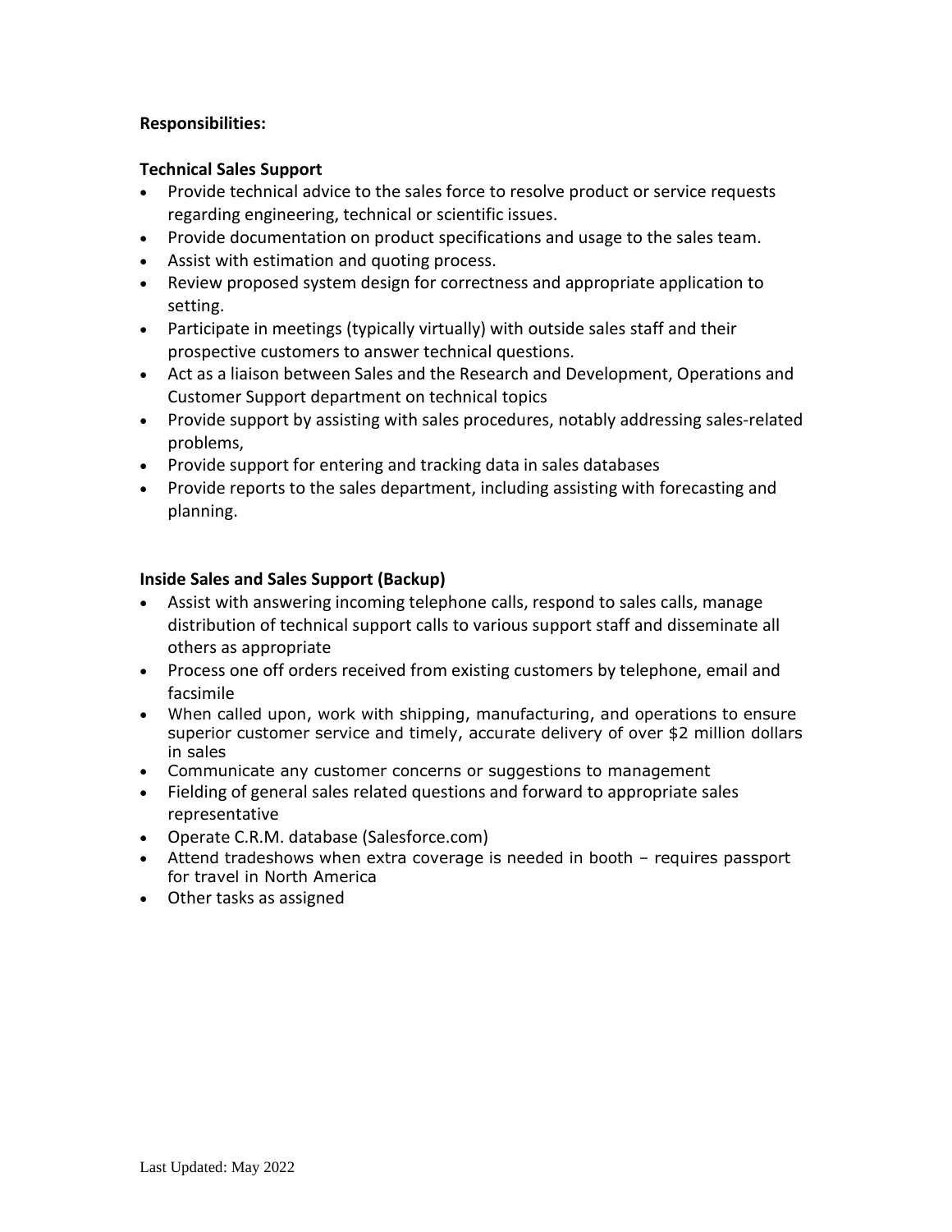**Responsibilities:**

**Technical Sales Support**

- Provide technical advice to the sales force to resolve product or service requests regarding engineering, technical or scientific issues.
- Provide documentation on product specifications and usage to the sales team.
- Assist with estimation and quoting process.
- Review proposed system design for correctness and appropriate application to setting.
- Participate in meetings (typically virtually) with outside sales staff and their prospective customers to answer technical questions.
- Act as a liaison between Sales and the Research and Development, Operations and Customer Support department on technical topics
- Provide support by assisting with sales procedures, notably addressing sales-related problems,
- Provide support for entering and tracking data in sales databases
- Provide reports to the sales department, including assisting with forecasting and planning.

**Inside Sales and Sales Support (Backup)**

- Assist with answering incoming telephone calls, respond to sales calls, manage distribution of technical support calls to various support staff and disseminate all others as appropriate
- Process one off orders received from existing customers by telephone, email and facsimile
- When called upon, work with shipping, manufacturing, and operations to ensure superior customer service and timely, accurate delivery of over $2 million dollars in sales
- Communicate any customer concerns or suggestions to management
- Fielding of general sales related questions and forward to appropriate sales representative
- Operate C.R.M. database (Salesforce.com)
- Attend tradeshows when extra coverage is needed in booth – requires passport for travel in North America
- Other tasks as assigned

Last Updated: May 2022